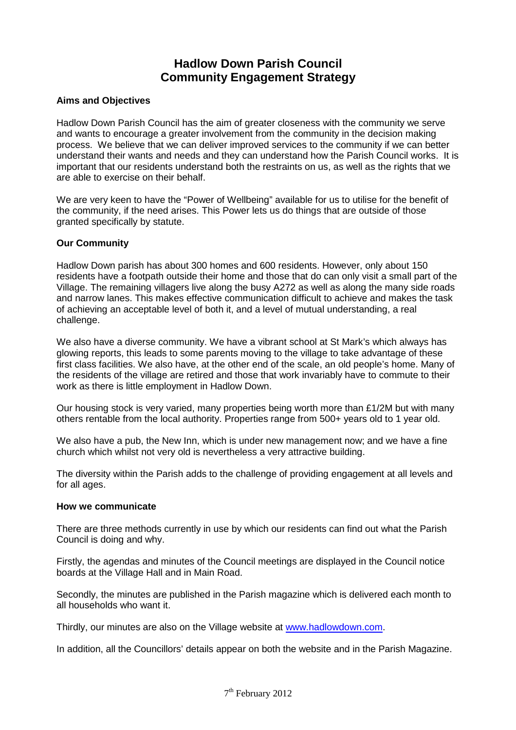# Hadlow Down Parish Council
# Community Engagement Strategy

**Aims and Objectives**

Hadlow Down Parish Council has the aim of greater closeness with the community we serve and wants to encourage a greater involvement from the community in the decision making process. We believe that we can deliver improved services to the community if we can better understand their wants and needs and they can understand how the Parish Council works. It is important that our residents understand both the restraints on us, as well as the rights that we are able to exercise on their behalf.

We are very keen to have the "Power of Wellbeing" available for us to utilise for the benefit of the community, if the need arises. This Power lets us do things that are outside of those granted specifically by statute.

**Our Community**

Hadlow Down parish has about 300 homes and 600 residents. However, only about 150 residents have a footpath outside their home and those that do can only visit a small part of the Village. The remaining villagers live along the busy A272 as well as along the many side roads and narrow lanes. This makes effective communication difficult to achieve and makes the task of achieving an acceptable level of both it, and a level of mutual understanding, a real challenge.

We also have a diverse community. We have a vibrant school at St Mark's which always has glowing reports, this leads to some parents moving to the village to take advantage of these first class facilities. We also have, at the other end of the scale, an old people's home. Many of the residents of the village are retired and those that work invariably have to commute to their work as there is little employment in Hadlow Down.

Our housing stock is very varied, many properties being worth more than £1/2M but with many others rentable from the local authority. Properties range from 500+ years old to 1 year old.

We also have a pub, the New Inn, which is under new management now; and we have a fine church which whilst not very old is nevertheless a very attractive building.

The diversity within the Parish adds to the challenge of providing engagement at all levels and for all ages.

**How we communicate**

There are three methods currently in use by which our residents can find out what the Parish Council is doing and why.

Firstly, the agendas and minutes of the Council meetings are displayed in the Council notice boards at the Village Hall and in Main Road.

Secondly, the minutes are published in the Parish magazine which is delivered each month to all households who want it.

Thirdly, our minutes are also on the Village website at [www.hadlowdown.com](http://www.hadlowdown.com).

In addition, all the Councillors' details appear on both the website and in the Parish Magazine.

7th February 2012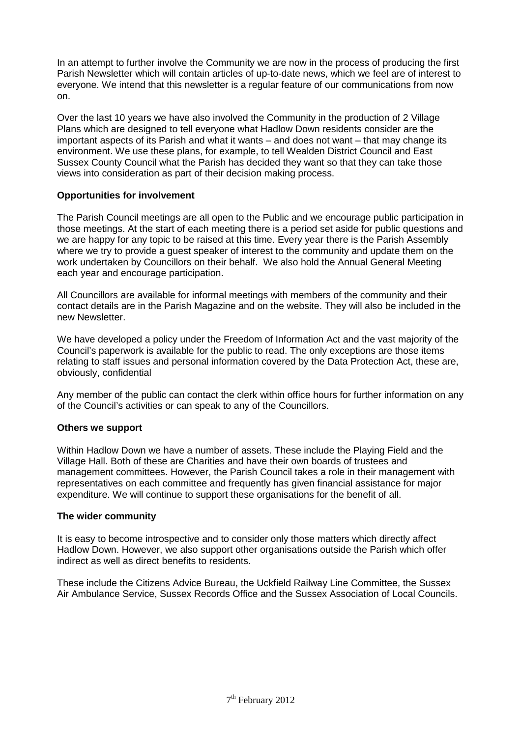In an attempt to further involve the Community we are now in the process of producing the first Parish Newsletter which will contain articles of up-to-date news, which we feel are of interest to everyone. We intend that this newsletter is a regular feature of our communications from now on.

Over the last 10 years we have also involved the Community in the production of 2 Village Plans which are designed to tell everyone what Hadlow Down residents consider are the important aspects of its Parish and what it wants – and does not want – that may change its environment. We use these plans, for example, to tell Wealden District Council and East Sussex County Council what the Parish has decided they want so that they can take those views into consideration as part of their decision making process.

**Opportunities for involvement**

The Parish Council meetings are all open to the Public and we encourage public participation in those meetings. At the start of each meeting there is a period set aside for public questions and we are happy for any topic to be raised at this time. Every year there is the Parish Assembly where we try to provide a guest speaker of interest to the community and update them on the work undertaken by Councillors on their behalf. We also hold the Annual General Meeting each year and encourage participation.

All Councillors are available for informal meetings with members of the community and their contact details are in the Parish Magazine and on the website. They will also be included in the new Newsletter.

We have developed a policy under the Freedom of Information Act and the vast majority of the Council's paperwork is available for the public to read. The only exceptions are those items relating to staff issues and personal information covered by the Data Protection Act, these are, obviously, confidential

Any member of the public can contact the clerk within office hours for further information on any of the Council's activities or can speak to any of the Councillors.

**Others we support**

Within Hadlow Down we have a number of assets. These include the Playing Field and the Village Hall. Both of these are Charities and have their own boards of trustees and management committees. However, the Parish Council takes a role in their management with representatives on each committee and frequently has given financial assistance for major expenditure. We will continue to support these organisations for the benefit of all.

**The wider community**

It is easy to become introspective and to consider only those matters which directly affect Hadlow Down. However, we also support other organisations outside the Parish which offer indirect as well as direct benefits to residents.

These include the Citizens Advice Bureau, the Uckfield Railway Line Committee, the Sussex Air Ambulance Service, Sussex Records Office and the Sussex Association of Local Councils.

7th February 2012